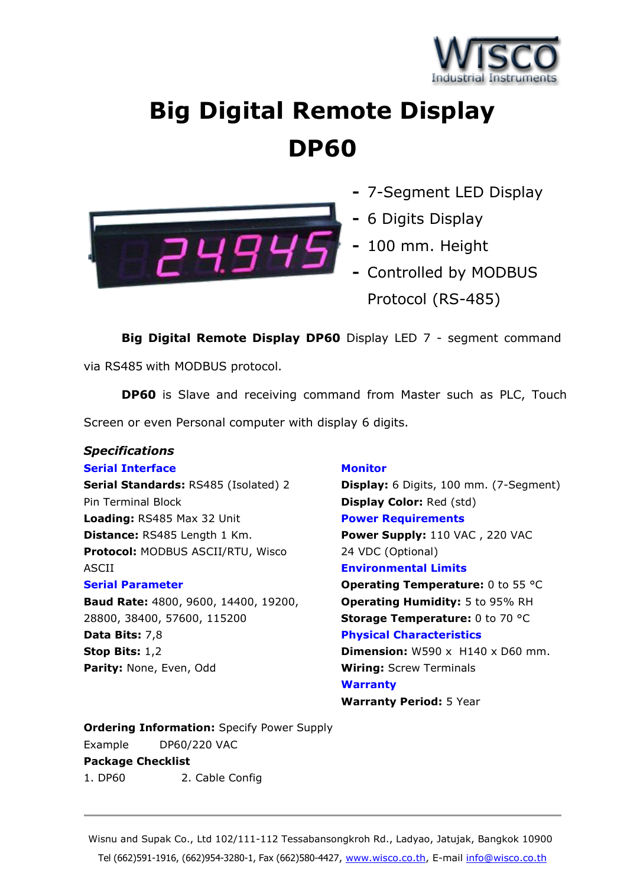# Big Digital Remote Display DP60

- 7-Segment LED Display
- 6 Digits Display
- 100 mm. Height
- Controlled by MODBUS Protocol (RS-485)

**Big Digital Remote Display DP60** Display LED 7 - segment command via RS485 with MODBUS protocol.

**DP60** is Slave and receiving command from Master such as PLC, Touch Screen or even Personal computer with display 6 digits.

### *Specifications*

**Serial Interface**

**Serial Standards:** RS485 (Isolated) 2 Pin Terminal Block
**Loading:** RS485 Max 32 Unit
**Distance:** RS485 Length 1 Km.
**Protocol:** MODBUS ASCII/RTU, Wisco ASCII

**Serial Parameter**

**Baud Rate:** 4800, 9600, 14400, 19200, 28800, 38400, 57600, 115200
**Data Bits:** 7,8
**Stop Bits:** 1,2
**Parity:** None, Even, Odd

**Monitor**

**Display:** 6 Digits, 100 mm. (7-Segment)
**Display Color:** Red (std)

**Power Requirements**

**Power Supply:** 110 VAC , 220 VAC 24 VDC (Optional)

**Environmental Limits**

**Operating Temperature:** 0 to 55 °C
**Operating Humidity:** 5 to 95% RH
**Storage Temperature:** 0 to 70 °C

**Physical Characteristics**

**Dimension:** W590 x H140 x D60 mm.
**Wiring:** Screw Terminals

**Warranty**

**Warranty Period:** 5 Year

**Ordering Information:** Specify Power Supply
Example DP60/220 VAC

**Package Checklist**

1. DP60
2. Cable Config

Wisnu and Supak Co., Ltd 102/111-112 Tessabansongkroh Rd., Ladyao, Jatujak, Bangkok 10900
Tel (662)591-1916, (662)954-3280-1, Fax (662)580-4427, www.wisco.co.th, E-mail info@wisco.co.th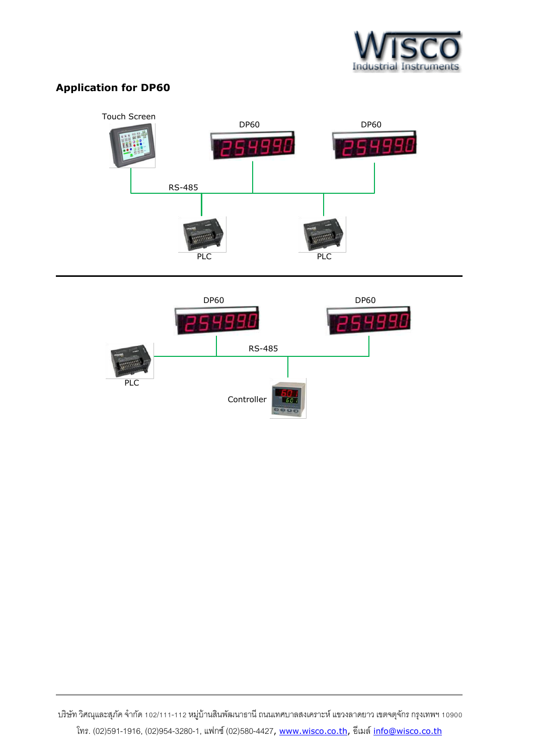## Application for DP60

Touch Screen

DP60

DP60

RS-485

PLC

PLC

---

DP60

DP60

RS-485

PLC

Controller